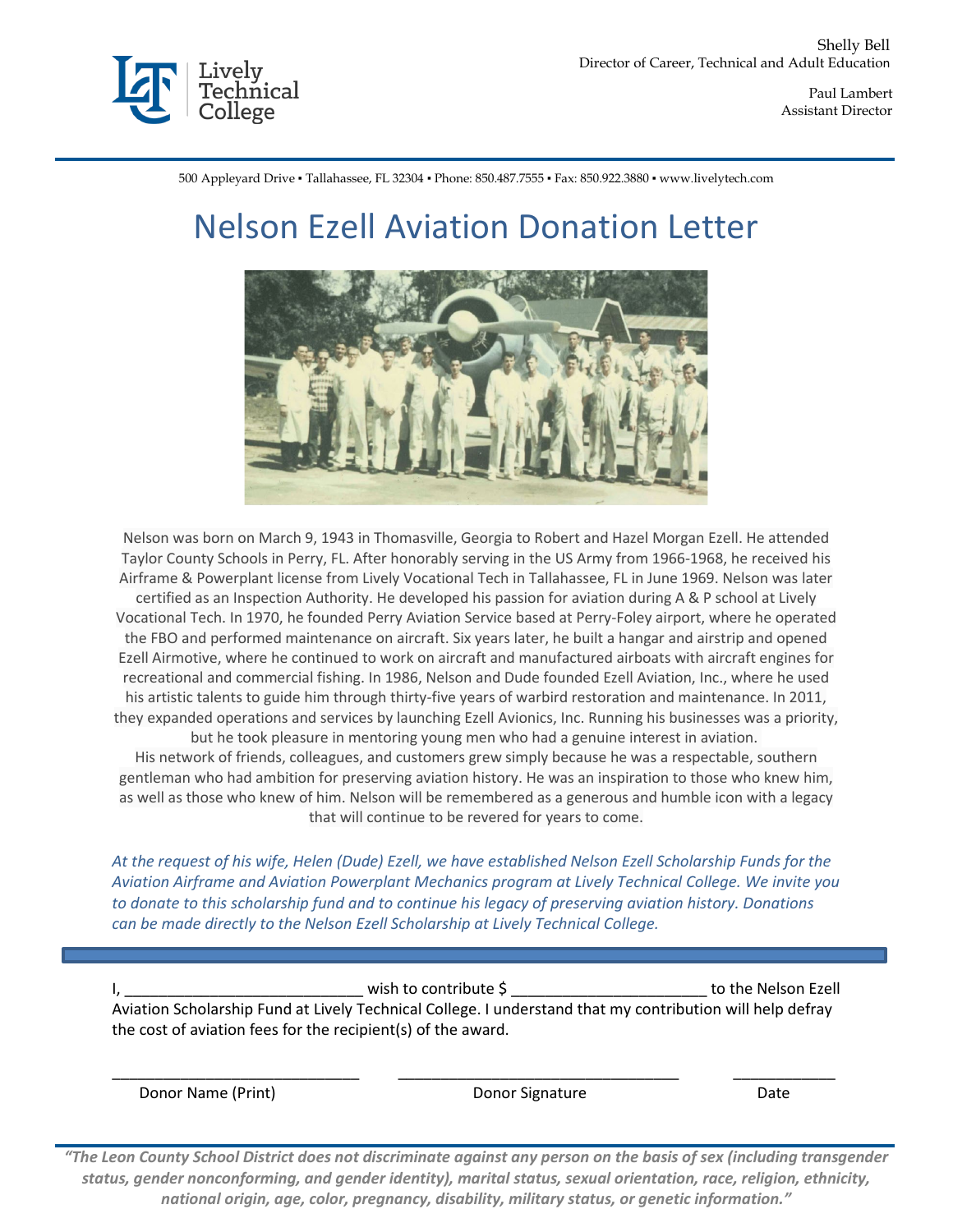Lively Technical College

Shelly Bell
Director of Career, Technical and Adult Education

Paul Lambert
Assistant Director

500 Appleyard Drive ▪ Tallahassee, FL 32304 ▪ Phone: 850.487.7555 ▪ Fax: 850.922.3880 ▪ www.livelytech.com

# Nelson Ezell Aviation Donation Letter

Nelson was born on March 9, 1943 in Thomasville, Georgia to Robert and Hazel Morgan Ezell. He attended Taylor County Schools in Perry, FL. After honorably serving in the US Army from 1966-1968, he received his Airframe & Powerplant license from Lively Vocational Tech in Tallahassee, FL in June 1969. Nelson was later certified as an Inspection Authority. He developed his passion for aviation during A & P school at Lively Vocational Tech. In 1970, he founded Perry Aviation Service based at Perry-Foley airport, where he operated the FBO and performed maintenance on aircraft. Six years later, he built a hangar and airstrip and opened Ezell Airmotive, where he continued to work on aircraft and manufactured airboats with aircraft engines for recreational and commercial fishing. In 1986, Nelson and Dude founded Ezell Aviation, Inc., where he used his artistic talents to guide him through thirty-five years of warbird restoration and maintenance. In 2011, they expanded operations and services by launching Ezell Avionics, Inc. Running his businesses was a priority, but he took pleasure in mentoring young men who had a genuine interest in aviation.

His network of friends, colleagues, and customers grew simply because he was a respectable, southern gentleman who had ambition for preserving aviation history. He was an inspiration to those who knew him, as well as those who knew of him. Nelson will be remembered as a generous and humble icon with a legacy that will continue to be revered for years to come.

*At the request of his wife, Helen (Dude) Ezell, we have established Nelson Ezell Scholarship Funds for the Aviation Airframe and Aviation Powerplant Mechanics program at Lively Technical College. We invite you to donate to this scholarship fund and to continue his legacy of preserving aviation history. Donations can be made directly to the Nelson Ezell Scholarship at Lively Technical College.*

I, ___________________________ wish to contribute $ ______________________ to the Nelson Ezell Aviation Scholarship Fund at Lively Technical College. I understand that my contribution will help defray the cost of aviation fees for the recipient(s) of the award.

_____________________________ _________________________________ ____________

Donor Name (Print) Donor Signature Date

*"The Leon County School District does not discriminate against any person on the basis of sex (including transgender status, gender nonconforming, and gender identity), marital status, sexual orientation, race, religion, ethnicity, national origin, age, color, pregnancy, disability, military status, or genetic information."*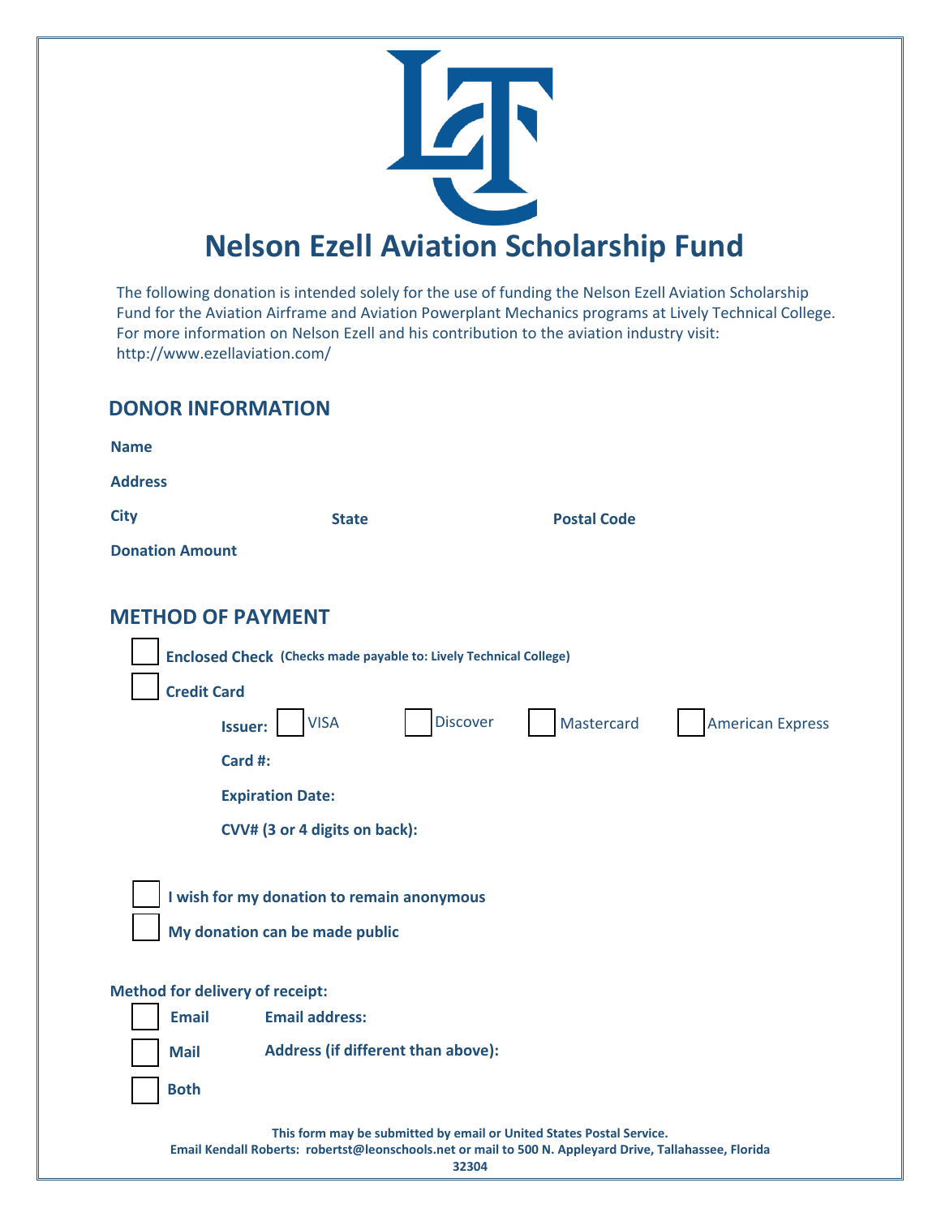# Nelson Ezell Aviation Scholarship Fund

The following donation is intended solely for the use of funding the Nelson Ezell Aviation Scholarship Fund for the Aviation Airframe and Aviation Powerplant Mechanics programs at Lively Technical College. For more information on Nelson Ezell and his contribution to the aviation industry visit: http://www.ezellaviation.com/

## DONOR INFORMATION

**Name**

**Address**

**City** **State** **Postal Code**

**Donation Amount**

## METHOD OF PAYMENT

☐ **Enclosed Check** **(Checks made payable to: Lively Technical College)**

☐ **Credit Card**

**Issuer:** ☐ VISA ☐ Discover ☐ Mastercard ☐ American Express

**Card #:**

**Expiration Date:**

**CVV# (3 or 4 digits on back):**

☐ **I wish for my donation to remain anonymous**

☐ **My donation can be made public**

**Method for delivery of receipt:**

☐ **Email** **Email address:**

☐ **Mail** **Address (if different than above):**

☐ **Both**

**This form may be submitted by email or United States Postal Service.**
**Email Kendall Roberts: robertst@leonschools.net or mail to 500 N. Appleyard Drive, Tallahassee, Florida 32304**